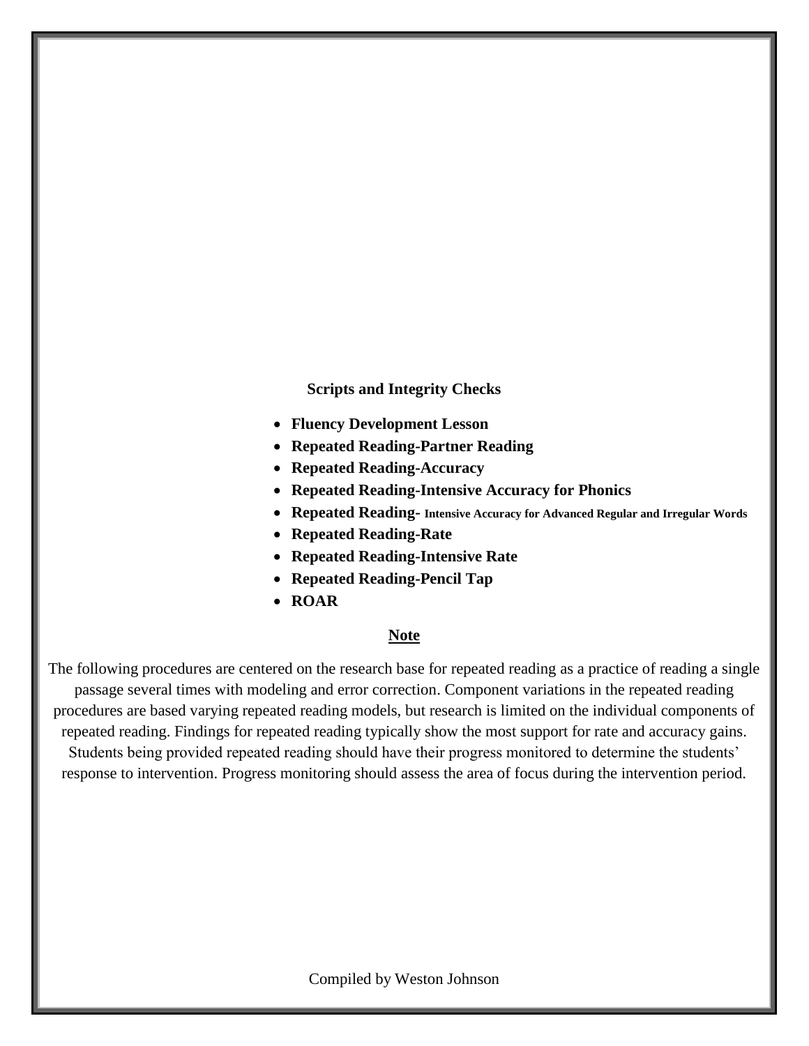**Scripts and Integrity Checks**

- **Fluency Development Lesson**
- **Repeated Reading-Partner Reading**
- **Repeated Reading-Accuracy**
- **Repeated Reading-Intensive Accuracy for Phonics**
- **Repeated Reading- Intensive Accuracy for Advanced Regular and Irregular Words**
- **Repeated Reading-Rate**
- **Repeated Reading-Intensive Rate**
- **Repeated Reading-Pencil Tap**
- **ROAR**

**Note**

The following procedures are centered on the research base for repeated reading as a practice of reading a single passage several times with modeling and error correction. Component variations in the repeated reading procedures are based varying repeated reading models, but research is limited on the individual components of repeated reading. Findings for repeated reading typically show the most support for rate and accuracy gains. Students being provided repeated reading should have their progress monitored to determine the students' response to intervention. Progress monitoring should assess the area of focus during the intervention period.

Compiled by Weston Johnson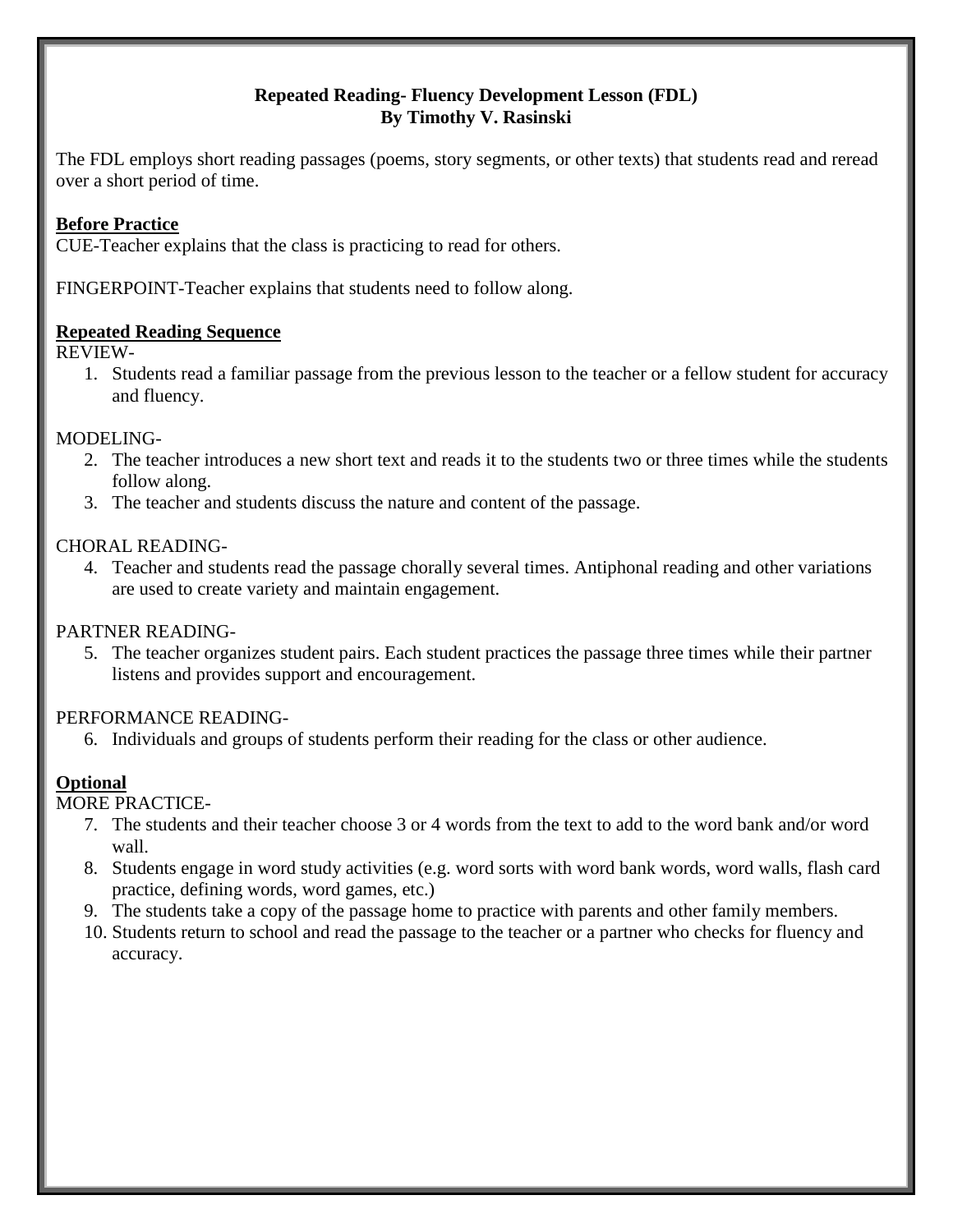**Repeated Reading- Fluency Development Lesson (FDL)**
**By Timothy V. Rasinski**

The FDL employs short reading passages (poems, story segments, or other texts) that students read and reread over a short period of time.

**Before Practice**

CUE-Teacher explains that the class is practicing to read for others.

FINGERPOINT-Teacher explains that students need to follow along.

**Repeated Reading Sequence**

REVIEW-

1. Students read a familiar passage from the previous lesson to the teacher or a fellow student for accuracy and fluency.

MODELING-

2. The teacher introduces a new short text and reads it to the students two or three times while the students follow along.
3. The teacher and students discuss the nature and content of the passage.

CHORAL READING-

4. Teacher and students read the passage chorally several times. Antiphonal reading and other variations are used to create variety and maintain engagement.

PARTNER READING-

5. The teacher organizes student pairs. Each student practices the passage three times while their partner listens and provides support and encouragement.

PERFORMANCE READING-

6. Individuals and groups of students perform their reading for the class or other audience.

**Optional**

MORE PRACTICE-

7. The students and their teacher choose 3 or 4 words from the text to add to the word bank and/or word wall.
8. Students engage in word study activities (e.g. word sorts with word bank words, word walls, flash card practice, defining words, word games, etc.)
9. The students take a copy of the passage home to practice with parents and other family members.
10. Students return to school and read the passage to the teacher or a partner who checks for fluency and accuracy.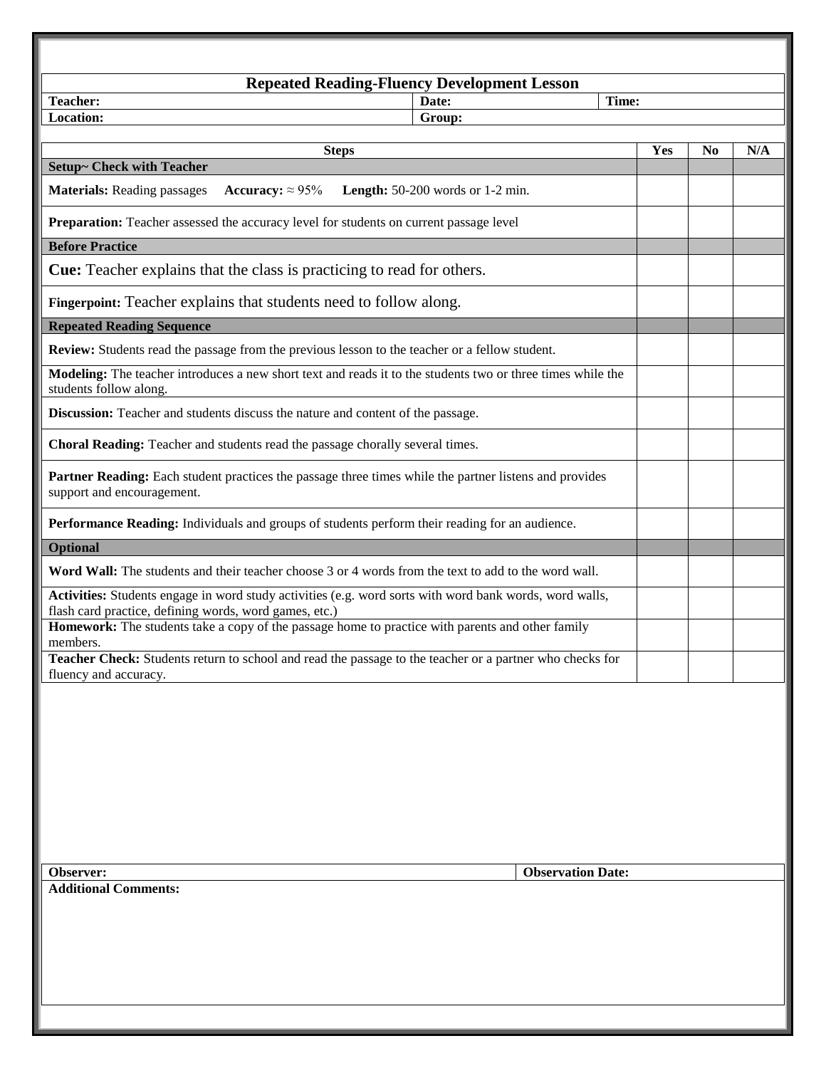## Repeated Reading-Fluency Development Lesson

| **Teacher:** | **Date:** | **Time:** |
|---|---|---|
| **Location:** | **Group:** | |

| Steps | Yes | No | N/A |
|---|---|---|---|
| **Setup~ Check with Teacher** | | | |
| **Materials:** Reading passages **Accuracy:** ≈ 95% **Length:** 50-200 words or 1-2 min. | | | |
| **Preparation:** Teacher assessed the accuracy level for students on current passage level | | | |
| **Before Practice** | | | |
| **Cue:** Teacher explains that the class is practicing to read for others. | | | |
| **Fingerpoint:** Teacher explains that students need to follow along. | | | |
| **Repeated Reading Sequence** | | | |
| **Review:** Students read the passage from the previous lesson to the teacher or a fellow student. | | | |
| **Modeling:** The teacher introduces a new short text and reads it to the students two or three times while the students follow along. | | | |
| **Discussion:** Teacher and students discuss the nature and content of the passage. | | | |
| **Choral Reading:** Teacher and students read the passage chorally several times. | | | |
| **Partner Reading:** Each student practices the passage three times while the partner listens and provides support and encouragement. | | | |
| **Performance Reading:** Individuals and groups of students perform their reading for an audience. | | | |
| **Optional** | | | |
| **Word Wall:** The students and their teacher choose 3 or 4 words from the text to add to the word wall. | | | |
| **Activities:** Students engage in word study activities (e.g. word sorts with word bank words, word walls, flash card practice, defining words, word games, etc.) | | | |
| **Homework:** The students take a copy of the passage home to practice with parents and other family members. | | | |
| **Teacher Check:** Students return to school and read the passage to the teacher or a partner who checks for fluency and accuracy. | | | |

| **Observer:** | **Observation Date:** |
|---|---|
| **Additional Comments:** | |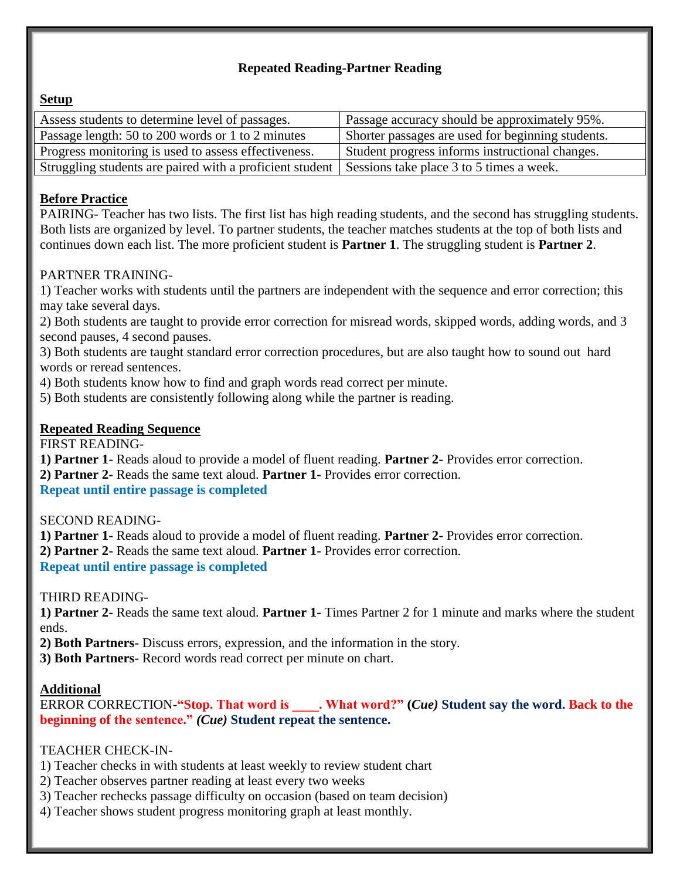### Repeated Reading-Partner Reading

**Setup**

| Assess students to determine level of passages. | Passage accuracy should be approximately 95%. |
| --- | --- |
| Passage length: 50 to 200 words or 1 to 2 minutes | Shorter passages are used for beginning students. |
| Progress monitoring is used to assess effectiveness. | Student progress informs instructional changes. |
| Struggling students are paired with a proficient student | Sessions take place 3 to 5 times a week. |

**Before Practice**

PAIRING- Teacher has two lists. The first list has high reading students, and the second has struggling students. Both lists are organized by level. To partner students, the teacher matches students at the top of both lists and continues down each list. The more proficient student is **Partner 1**. The struggling student is **Partner 2**.

PARTNER TRAINING-

1) Teacher works with students until the partners are independent with the sequence and error correction; this may take several days.
2) Both students are taught to provide error correction for misread words, skipped words, adding words, and 3 second pauses, 4 second pauses.
3) Both students are taught standard error correction procedures, but are also taught how to sound out hard words or reread sentences.
4) Both students know how to find and graph words read correct per minute.
5) Both students are consistently following along while the partner is reading.

**Repeated Reading Sequence**

FIRST READING-

**1) Partner 1-** Reads aloud to provide a model of fluent reading. **Partner 2-** Provides error correction.
**2) Partner 2-** Reads the same text aloud. **Partner 1-** Provides error correction.
**Repeat until entire passage is completed**

SECOND READING-

**1) Partner 1-** Reads aloud to provide a model of fluent reading. **Partner 2-** Provides error correction.
**2) Partner 2-** Reads the same text aloud. **Partner 1-** Provides error correction.
**Repeat until entire passage is completed**

THIRD READING-

**1) Partner 2-** Reads the same text aloud. **Partner 1-** Times Partner 2 for 1 minute and marks where the student ends.
**2) Both Partners-** Discuss errors, expression, and the information in the story.
**3) Both Partners-** Record words read correct per minute on chart.

**Additional**

ERROR CORRECTION-**"Stop. That word is ____. What word?"** **(*Cue*) Student say the word. Back to the beginning of the sentence."** ***(Cue)*** **Student repeat the sentence.**

TEACHER CHECK-IN-

1) Teacher checks in with students at least weekly to review student chart
2) Teacher observes partner reading at least every two weeks
3) Teacher rechecks passage difficulty on occasion (based on team decision)
4) Teacher shows student progress monitoring graph at least monthly.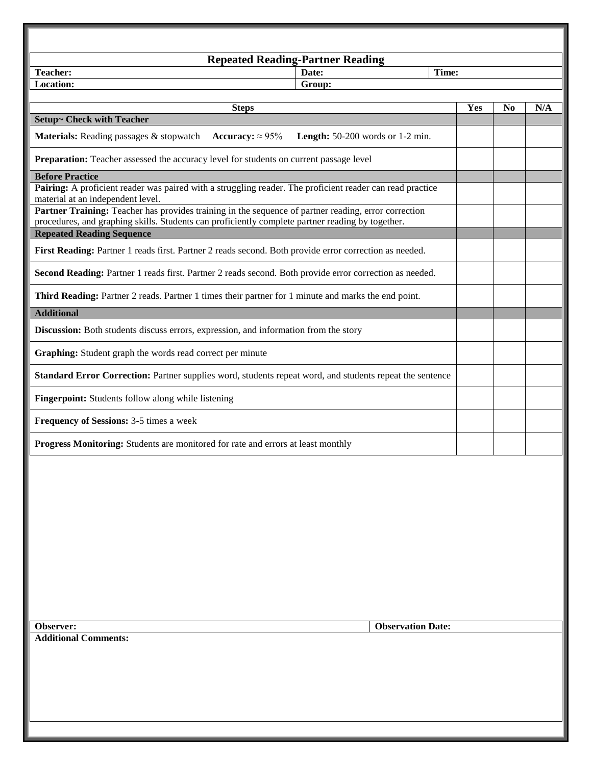# Repeated Reading-Partner Reading

| **Teacher:** | **Date:** | **Time:** |
|---|---|---|
| **Location:** | **Group:** | |

| Steps | Yes | No | N/A |
|---|---|---|---|
| **Setup~ Check with Teacher** | | | |
| **Materials:** Reading passages & stopwatch **Accuracy:** ≈ 95% **Length:** 50-200 words or 1-2 min. | | | |
| **Preparation:** Teacher assessed the accuracy level for students on current passage level | | | |
| **Before Practice** | | | |
| **Pairing:** A proficient reader was paired with a struggling reader. The proficient reader can read practice material at an independent level. | | | |
| **Partner Training:** Teacher has provides training in the sequence of partner reading, error correction procedures, and graphing skills. Students can proficiently complete partner reading by together. | | | |
| **Repeated Reading Sequence** | | | |
| **First Reading:** Partner 1 reads first. Partner 2 reads second. Both provide error correction as needed. | | | |
| **Second Reading:** Partner 1 reads first. Partner 2 reads second. Both provide error correction as needed. | | | |
| **Third Reading:** Partner 2 reads. Partner 1 times their partner for 1 minute and marks the end point. | | | |
| **Additional** | | | |
| **Discussion:** Both students discuss errors, expression, and information from the story | | | |
| **Graphing:** Student graph the words read correct per minute | | | |
| **Standard Error Correction:** Partner supplies word, students repeat word, and students repeat the sentence | | | |
| **Fingerpoint:** Students follow along while listening | | | |
| **Frequency of Sessions:** 3-5 times a week | | | |
| **Progress Monitoring:** Students are monitored for rate and errors at least monthly | | | |

| **Observer:** | **Observation Date:** |
|---|---|
| **Additional Comments:** | |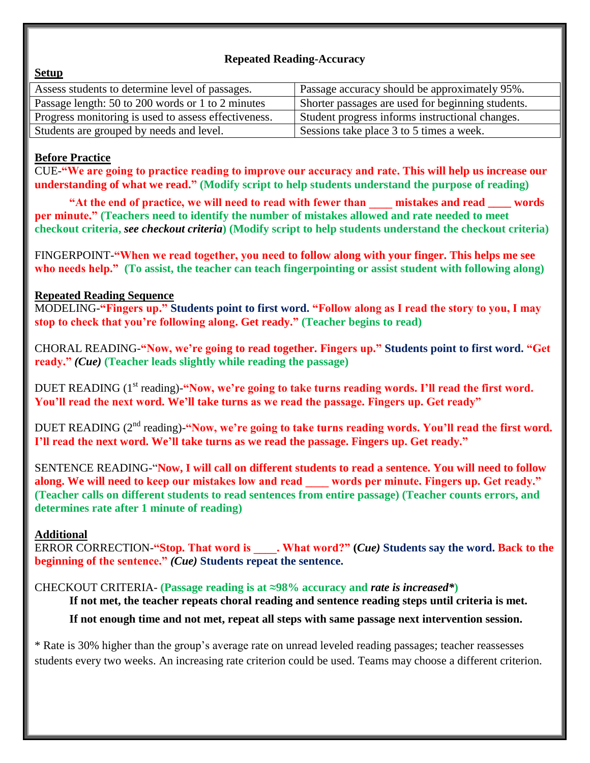**Repeated Reading-Accuracy**

**Setup**

| Assess students to determine level of passages. | Passage accuracy should be approximately 95%. |
|---|---|
| Passage length: 50 to 200 words or 1 to 2 minutes | Shorter passages are used for beginning students. |
| Progress monitoring is used to assess effectiveness. | Student progress informs instructional changes. |
| Students are grouped by needs and level. | Sessions take place 3 to 5 times a week. |

**Before Practice**

CUE-**"We are going to practice reading to improve our accuracy and rate. This will help us increase our understanding of what we read." (Modify script to help students understand the purpose of reading)**

**"At the end of practice, we will need to read with fewer than ____ mistakes and read ____ words per minute." (Teachers need to identify the number of mistakes allowed and rate needed to meet checkout criteria, *see checkout criteria*) (Modify script to help students understand the checkout criteria)**

FINGERPOINT-**"When we read together, you need to follow along with your finger. This helps me see who needs help." (To assist, the teacher can teach fingerpointing or assist student with following along)**

**Repeated Reading Sequence**

MODELING-**"Fingers up." Students point to first word. "Follow along as I read the story to you, I may stop to check that you're following along. Get ready." (Teacher begins to read)**

CHORAL READING-**"Now, we're going to read together. Fingers up." Students point to first word. "Get ready."** ***(Cue)*** **(Teacher leads slightly while reading the passage)**

DUET READING (1st reading)-**"Now, we're going to take turns reading words. I'll read the first word. You'll read the next word. We'll take turns as we read the passage. Fingers up. Get ready"**

DUET READING (2nd reading)-**"Now, we're going to take turns reading words. You'll read the first word. I'll read the next word. We'll take turns as we read the passage. Fingers up. Get ready."**

SENTENCE READING-"**Now, I will call on different students to read a sentence. You will need to follow along. We will need to keep our mistakes low and read ____ words per minute. Fingers up. Get ready." (Teacher calls on different students to read sentences from entire passage) (Teacher counts errors, and determines rate after 1 minute of reading)**

**Additional**

ERROR CORRECTION-**"Stop. That word is ____. What word?"** ***(Cue)*** **Students say the word. Back to the beginning of the sentence."** ***(Cue)*** **Students repeat the sentence.**

CHECKOUT CRITERIA- **(Passage reading is at ≈98% accuracy and *rate is increased\**)**

**If not met, the teacher repeats choral reading and sentence reading steps until criteria is met.**

**If not enough time and not met, repeat all steps with same passage next intervention session.**

\* Rate is 30% higher than the group's average rate on unread leveled reading passages; teacher reassesses students every two weeks. An increasing rate criterion could be used. Teams may choose a different criterion.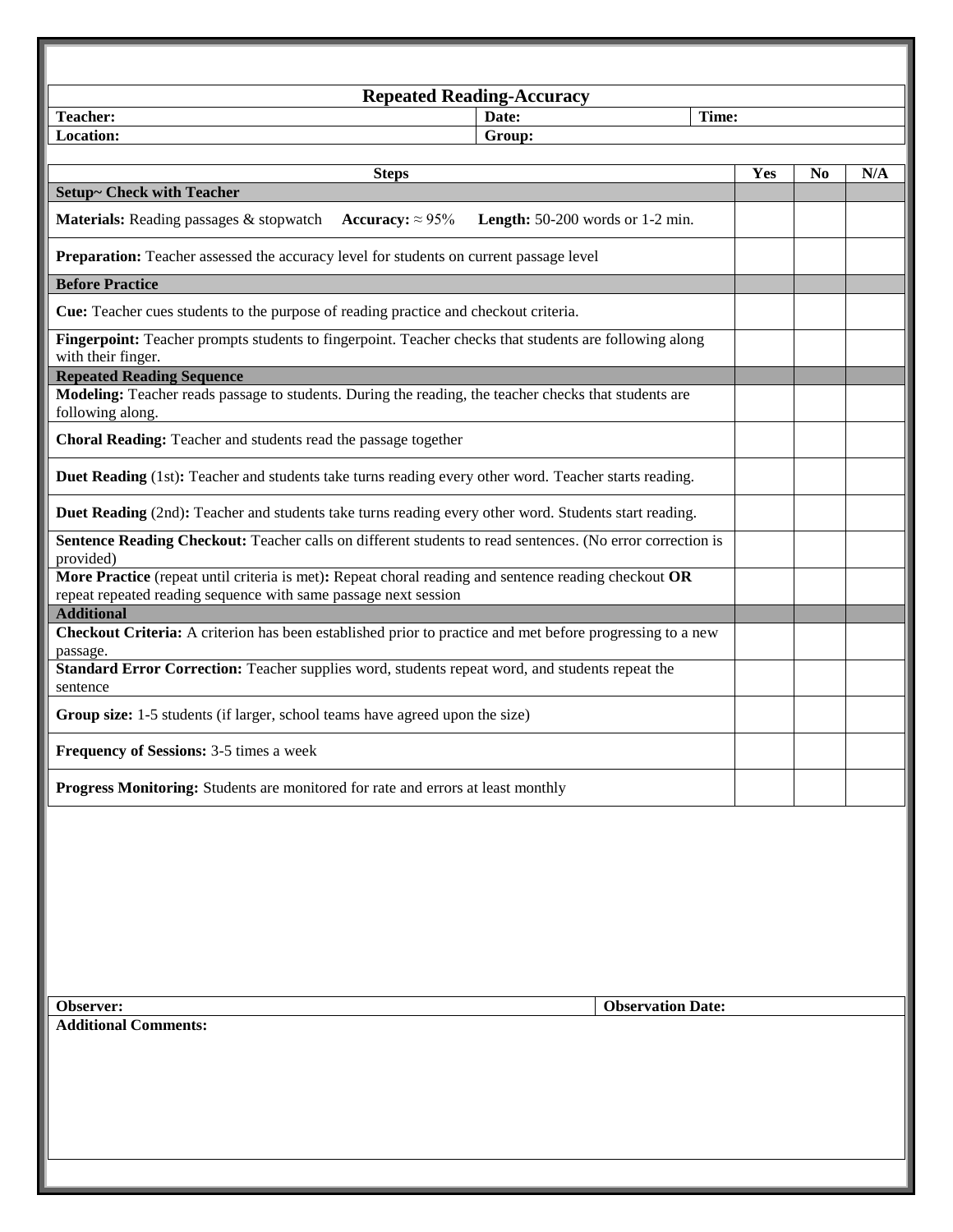# Repeated Reading-Accuracy

| **Teacher:** | **Date:** | **Time:** |
|---|---|---|
| **Location:** | **Group:** | |

| **Steps** | **Yes** | **No** | **N/A** |
|---|---|---|---|
| **Setup~ Check with Teacher** | | | |
| **Materials:** Reading passages & stopwatch **Accuracy:** ≈ 95% **Length:** 50-200 words or 1-2 min. | | | |
| **Preparation:** Teacher assessed the accuracy level for students on current passage level | | | |
| **Before Practice** | | | |
| **Cue:** Teacher cues students to the purpose of reading practice and checkout criteria. | | | |
| **Fingerpoint:** Teacher prompts students to fingerpoint. Teacher checks that students are following along with their finger. | | | |
| **Repeated Reading Sequence** | | | |
| **Modeling:** Teacher reads passage to students. During the reading, the teacher checks that students are following along. | | | |
| **Choral Reading:** Teacher and students read the passage together | | | |
| **Duet Reading** (1st)**:** Teacher and students take turns reading every other word. Teacher starts reading. | | | |
| **Duet Reading** (2nd)**:** Teacher and students take turns reading every other word. Students start reading. | | | |
| **Sentence Reading Checkout:** Teacher calls on different students to read sentences. (No error correction is provided) | | | |
| **More Practice** (repeat until criteria is met)**:** Repeat choral reading and sentence reading checkout **OR** repeat repeated reading sequence with same passage next session | | | |
| **Additional** | | | |
| **Checkout Criteria:** A criterion has been established prior to practice and met before progressing to a new passage. | | | |
| **Standard Error Correction:** Teacher supplies word, students repeat word, and students repeat the sentence | | | |
| **Group size:** 1-5 students (if larger, school teams have agreed upon the size) | | | |
| **Frequency of Sessions:** 3-5 times a week | | | |
| **Progress Monitoring:** Students are monitored for rate and errors at least monthly | | | |

| **Observer:** | **Observation Date:** |
|---|---|

**Additional Comments:**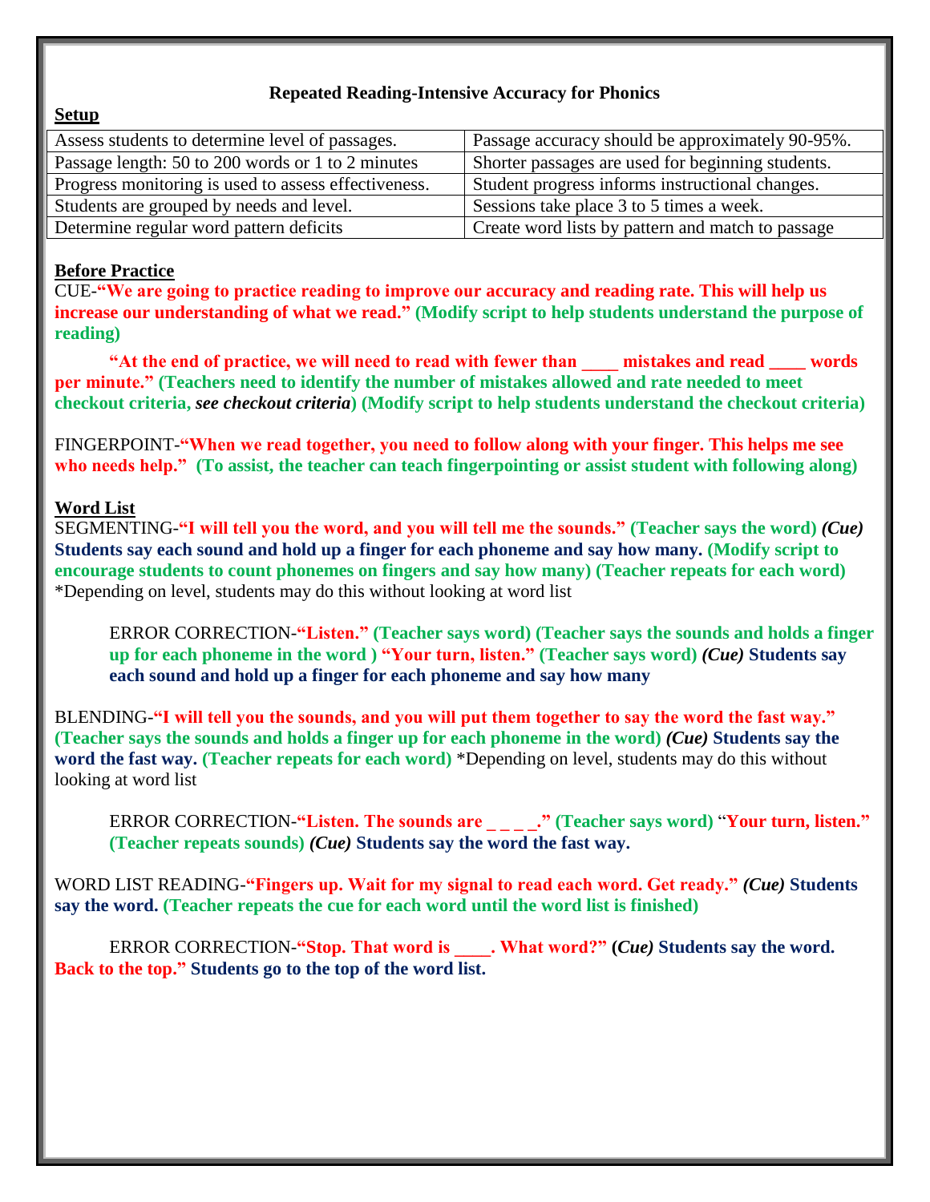**Repeated Reading-Intensive Accuracy for Phonics**

**Setup**

| Assess students to determine level of passages. | Passage accuracy should be approximately 90-95%. |
|---|---|
| Passage length: 50 to 200 words or 1 to 2 minutes | Shorter passages are used for beginning students. |
| Progress monitoring is used to assess effectiveness. | Student progress informs instructional changes. |
| Students are grouped by needs and level. | Sessions take place 3 to 5 times a week. |
| Determine regular word pattern deficits | Create word lists by pattern and match to passage |

**Before Practice**

CUE-**"We are going to practice reading to improve our accuracy and reading rate. This will help us increase our understanding of what we read." (Modify script to help students understand the purpose of reading)**

**"At the end of practice, we will need to read with fewer than ____ mistakes and read ____ words per minute." (Teachers need to identify the number of mistakes allowed and rate needed to meet checkout criteria, *see checkout criteria*) (Modify script to help students understand the checkout criteria)**

FINGERPOINT-**"When we read together, you need to follow along with your finger. This helps me see who needs help." (To assist, the teacher can teach fingerpointing or assist student with following along)**

**Word List**

SEGMENTING-**"I will tell you the word, and you will tell me the sounds." (Teacher says the word) *(Cue)* Students say each sound and hold up a finger for each phoneme and say how many. (Modify script to encourage students to count phonemes on fingers and say how many) (Teacher repeats for each word)** *Depending on level, students may do this without looking at word list

> ERROR CORRECTION-**"Listen." (Teacher says word) (Teacher says the sounds and holds a finger up for each phoneme in the word ) "Your turn, listen." (Teacher says word) *(Cue)* Students say each sound and hold up a finger for each phoneme and say how many**

BLENDING-**"I will tell you the sounds, and you will put them together to say the word the fast way." (Teacher says the sounds and holds a finger up for each phoneme in the word) *(Cue)* Students say the word the fast way. (Teacher repeats for each word)** *Depending on level, students may do this without looking at word list

> ERROR CORRECTION-**"Listen. The sounds are _ _ _ _." (Teacher says word) "Your turn, listen." (Teacher repeats sounds) *(Cue)* Students say the word the fast way.**

WORD LIST READING-**"Fingers up. Wait for my signal to read each word. Get ready." *(Cue)* Students say the word. (Teacher repeats the cue for each word until the word list is finished)**

> ERROR CORRECTION-**"Stop. That word is ____. What word?" (*Cue)* Students say the word. "Back to the top." Students go to the top of the word list.**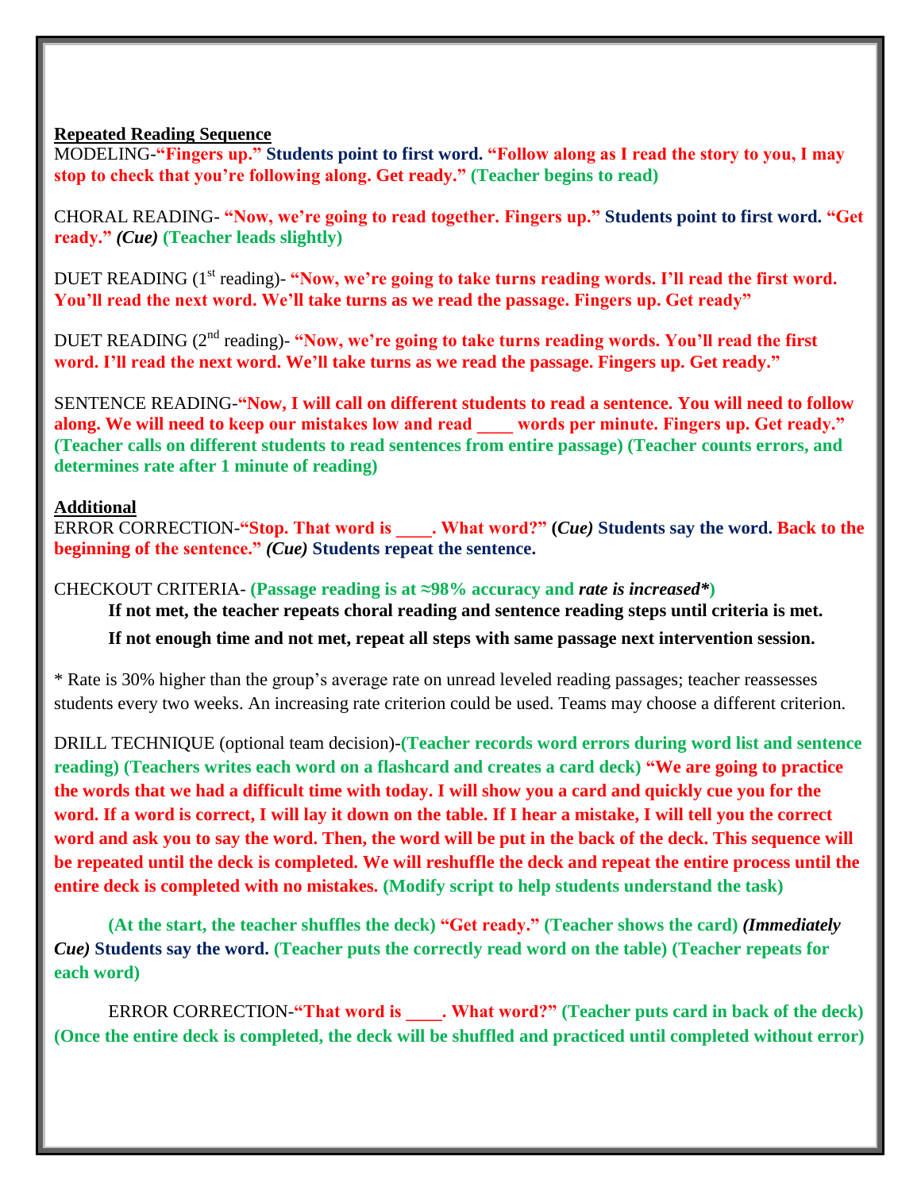**Repeated Reading Sequence**

MODELING-**"Fingers up." Students point to first word. "Follow along as I read the story to you, I may stop to check that you're following along. Get ready." (Teacher begins to read)**

CHORAL READING- **"Now, we're going to read together. Fingers up." Students point to first word. "Get ready."** ***(Cue)*** **(Teacher leads slightly)**

DUET READING (1st reading)- **"Now, we're going to take turns reading words. I'll read the first word. You'll read the next word. We'll take turns as we read the passage. Fingers up. Get ready"**

DUET READING (2nd reading)- **"Now, we're going to take turns reading words. You'll read the first word. I'll read the next word. We'll take turns as we read the passage. Fingers up. Get ready."**

SENTENCE READING-**"Now, I will call on different students to read a sentence. You will need to follow along. We will need to keep our mistakes low and read ____ words per minute. Fingers up. Get ready." (Teacher calls on different students to read sentences from entire passage) (Teacher counts errors, and determines rate after 1 minute of reading)**

**Additional**

ERROR CORRECTION-**"Stop. That word is ____. What word?" (*****Cue)*** **Students say the word. Back to the beginning of the sentence."** ***(Cue)*** **Students repeat the sentence.**

CHECKOUT CRITERIA- **(Passage reading is at ≈98% accuracy and** ***rate is increased****)**

**If not met, the teacher repeats choral reading and sentence reading steps until criteria is met.**

**If not enough time and not met, repeat all steps with same passage next intervention session.**

* Rate is 30% higher than the group's average rate on unread leveled reading passages; teacher reassesses students every two weeks. An increasing rate criterion could be used. Teams may choose a different criterion.

DRILL TECHNIQUE (optional team decision)-**(Teacher records word errors during word list and sentence reading) (Teachers writes each word on a flashcard and creates a card deck) "We are going to practice the words that we had a difficult time with today. I will show you a card and quickly cue you for the word. If a word is correct, I will lay it down on the table. If I hear a mistake, I will tell you the correct word and ask you to say the word. Then, the word will be put in the back of the deck. This sequence will be repeated until the deck is completed. We will reshuffle the deck and repeat the entire process until the entire deck is completed with no mistakes. (Modify script to help students understand the task)**

**(At the start, the teacher shuffles the deck) "Get ready." (Teacher shows the card)** ***(Immediately Cue)*** **Students say the word. (Teacher puts the correctly read word on the table) (Teacher repeats for each word)**

ERROR CORRECTION-**"That word is ____. What word?" (Teacher puts card in back of the deck) (Once the entire deck is completed, the deck will be shuffled and practiced until completed without error)**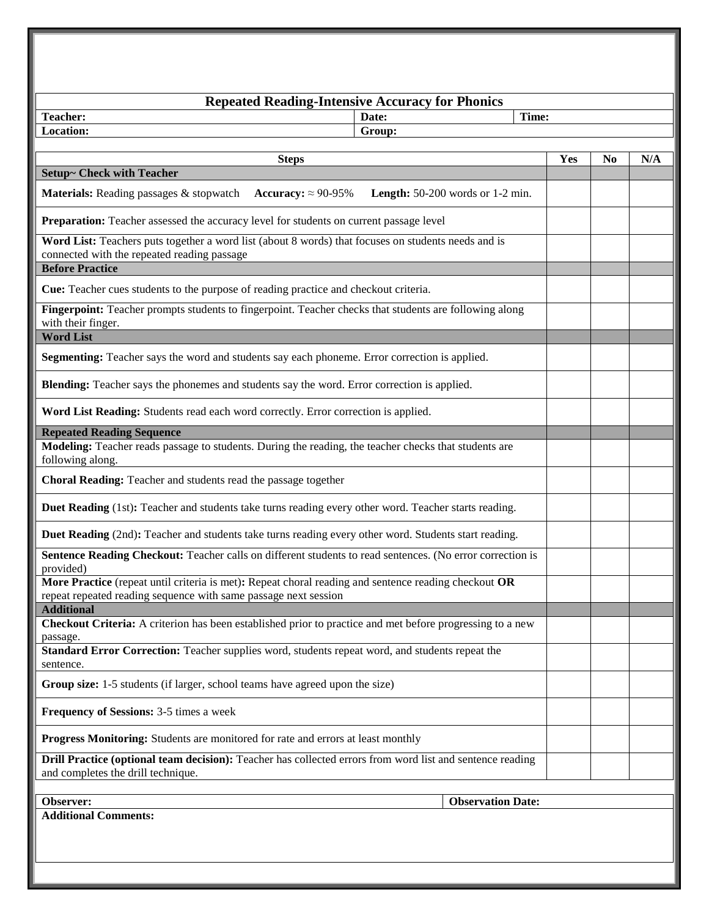# Repeated Reading-Intensive Accuracy for Phonics

| **Teacher:** | **Date:** | **Time:** |
|---|---|---|
| **Location:** | **Group:** | |

| Steps | Yes | No | N/A |
|---|---|---|---|
| **Setup~ Check with Teacher** | | | |
| **Materials:** Reading passages & stopwatch **Accuracy:** ≈ 90-95% **Length:** 50-200 words or 1-2 min. | | | |
| **Preparation:** Teacher assessed the accuracy level for students on current passage level | | | |
| **Word List:** Teachers puts together a word list (about 8 words) that focuses on students needs and is connected with the repeated reading passage | | | |
| **Before Practice** | | | |
| **Cue:** Teacher cues students to the purpose of reading practice and checkout criteria. | | | |
| **Fingerpoint:** Teacher prompts students to fingerpoint. Teacher checks that students are following along with their finger. | | | |
| **Word List** | | | |
| **Segmenting:** Teacher says the word and students say each phoneme. Error correction is applied. | | | |
| **Blending:** Teacher says the phonemes and students say the word. Error correction is applied. | | | |
| **Word List Reading:** Students read each word correctly. Error correction is applied. | | | |
| **Repeated Reading Sequence** | | | |
| **Modeling:** Teacher reads passage to students. During the reading, the teacher checks that students are following along. | | | |
| **Choral Reading:** Teacher and students read the passage together | | | |
| **Duet Reading** (1st)**:** Teacher and students take turns reading every other word. Teacher starts reading. | | | |
| **Duet Reading** (2nd)**:** Teacher and students take turns reading every other word. Students start reading. | | | |
| **Sentence Reading Checkout:** Teacher calls on different students to read sentences. (No error correction is provided) | | | |
| **More Practice** (repeat until criteria is met)**:** Repeat choral reading and sentence reading checkout **OR** repeat repeated reading sequence with same passage next session | | | |
| **Additional** | | | |
| **Checkout Criteria:** A criterion has been established prior to practice and met before progressing to a new passage. | | | |
| **Standard Error Correction:** Teacher supplies word, students repeat word, and students repeat the sentence. | | | |
| **Group size:** 1-5 students (if larger, school teams have agreed upon the size) | | | |
| **Frequency of Sessions:** 3-5 times a week | | | |
| **Progress Monitoring:** Students are monitored for rate and errors at least monthly | | | |
| **Drill Practice (optional team decision):** Teacher has collected errors from word list and sentence reading and completes the drill technique. | | | |

| **Observer:** | **Observation Date:** |
|---|---|
| **Additional Comments:** | |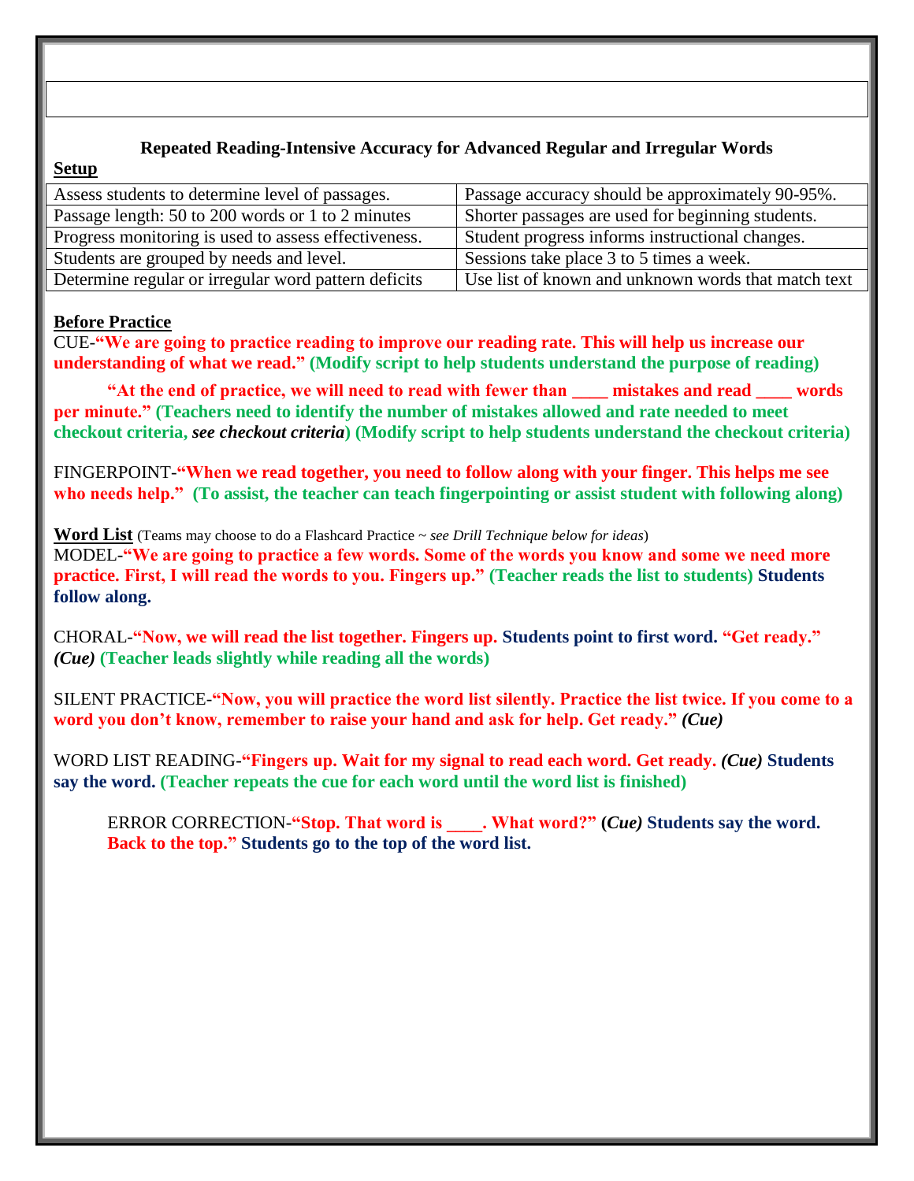**Repeated Reading-Intensive Accuracy for Advanced Regular and Irregular Words**

**Setup**

| Assess students to determine level of passages. | Passage accuracy should be approximately 90-95%. |
|---|---|
| Passage length: 50 to 200 words or 1 to 2 minutes | Shorter passages are used for beginning students. |
| Progress monitoring is used to assess effectiveness. | Student progress informs instructional changes. |
| Students are grouped by needs and level. | Sessions take place 3 to 5 times a week. |
| Determine regular or irregular word pattern deficits | Use list of known and unknown words that match text |

**Before Practice**

CUE-**"We are going to practice reading to improve our reading rate. This will help us increase our understanding of what we read." (Modify script to help students understand the purpose of reading)**

**"At the end of practice, we will need to read with fewer than ____ mistakes and read ____ words per minute." (Teachers need to identify the number of mistakes allowed and rate needed to meet checkout criteria, *see checkout criteria*) (Modify script to help students understand the checkout criteria)**

FINGERPOINT-**"When we read together, you need to follow along with your finger. This helps me see who needs help." (To assist, the teacher can teach fingerpointing or assist student with following along)**

**Word List** (Teams may choose to do a Flashcard Practice ~ *see Drill Technique below for ideas*)

MODEL-**"We are going to practice a few words. Some of the words you know and some we need more practice. First, I will read the words to you. Fingers up." (Teacher reads the list to students) Students follow along.**

CHORAL-**"Now, we will read the list together. Fingers up. Students point to first word. "Get ready." *(Cue)* (Teacher leads slightly while reading all the words)**

SILENT PRACTICE-**"Now, you will practice the word list silently. Practice the list twice. If you come to a word you don't know, remember to raise your hand and ask for help. Get ready." *(Cue)***

WORD LIST READING-**"Fingers up. Wait for my signal to read each word. Get ready. *(Cue)* Students say the word. (Teacher repeats the cue for each word until the word list is finished)**

ERROR CORRECTION-**"Stop. That word is ____. What word?" (*Cue*) Students say the word. Back to the top." Students go to the top of the word list.**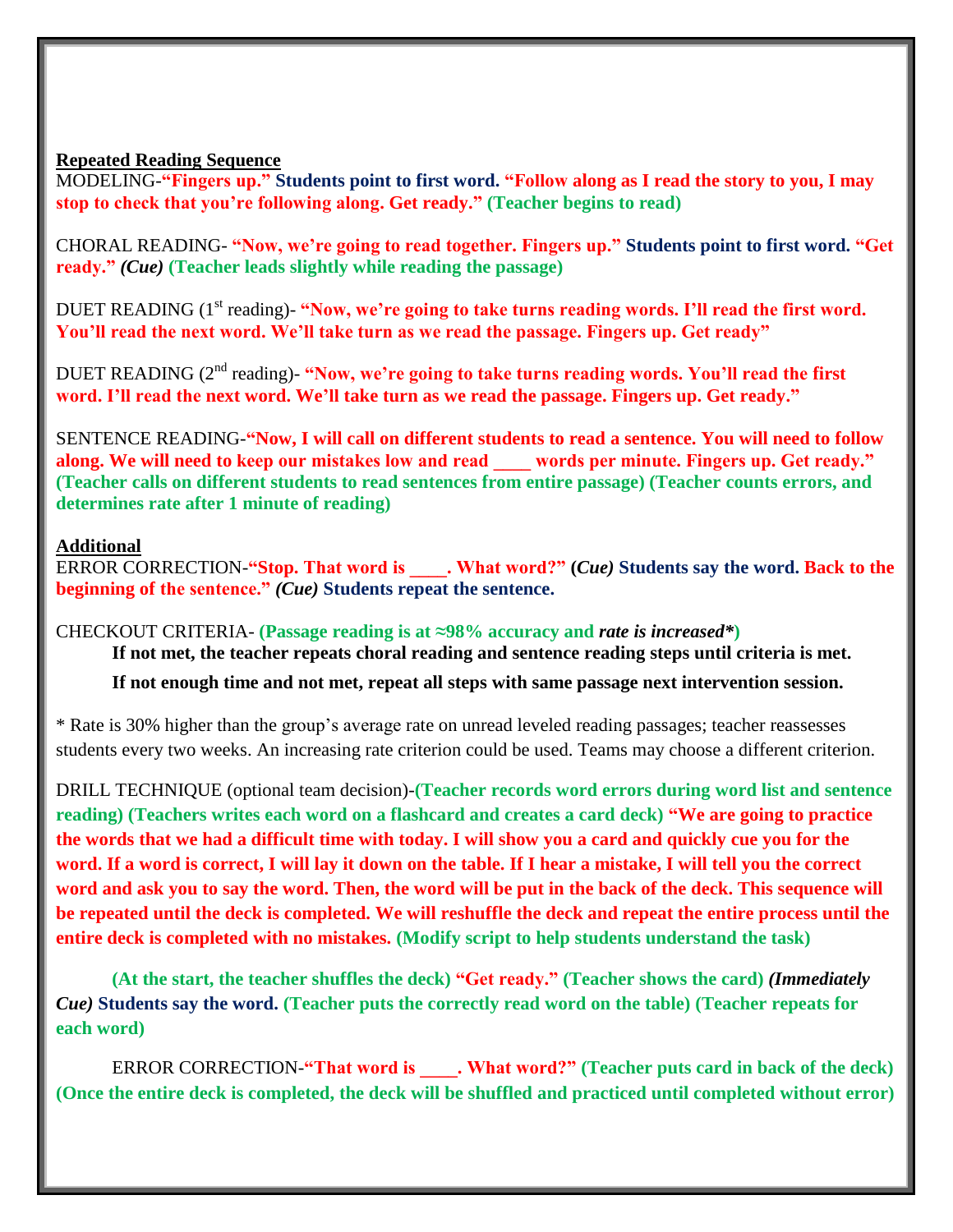**Repeated Reading Sequence**

MODELING-**"Fingers up." Students point to first word. "Follow along as I read the story to you, I may stop to check that you're following along. Get ready." (Teacher begins to read)**

CHORAL READING- **"Now, we're going to read together. Fingers up." Students point to first word. "Get ready."** ***(Cue)*** **(Teacher leads slightly while reading the passage)**

DUET READING (1st reading)- **"Now, we're going to take turns reading words. I'll read the first word. You'll read the next word. We'll take turn as we read the passage. Fingers up. Get ready"**

DUET READING (2nd reading)- **"Now, we're going to take turns reading words. You'll read the first word. I'll read the next word. We'll take turn as we read the passage. Fingers up. Get ready."**

SENTENCE READING-**"Now, I will call on different students to read a sentence. You will need to follow along. We will need to keep our mistakes low and read ____ words per minute. Fingers up. Get ready." (Teacher calls on different students to read sentences from entire passage) (Teacher counts errors, and determines rate after 1 minute of reading)**

**Additional**

ERROR CORRECTION-**"Stop. That word is ____. What word?" (*Cue*) Students say the word. Back to the beginning of the sentence."** ***(Cue)*** **Students repeat the sentence.**

CHECKOUT CRITERIA- **(Passage reading is at ≈98% accuracy and *rate is increased**)**

**If not met, the teacher repeats choral reading and sentence reading steps until criteria is met.**

**If not enough time and not met, repeat all steps with same passage next intervention session.**

* Rate is 30% higher than the group's average rate on unread leveled reading passages; teacher reassesses students every two weeks. An increasing rate criterion could be used. Teams may choose a different criterion.

DRILL TECHNIQUE (optional team decision)-**(Teacher records word errors during word list and sentence reading) (Teachers writes each word on a flashcard and creates a card deck) "We are going to practice the words that we had a difficult time with today. I will show you a card and quickly cue you for the word. If a word is correct, I will lay it down on the table. If I hear a mistake, I will tell you the correct word and ask you to say the word. Then, the word will be put in the back of the deck. This sequence will be repeated until the deck is completed. We will reshuffle the deck and repeat the entire process until the entire deck is completed with no mistakes. (Modify script to help students understand the task)**

**(At the start, the teacher shuffles the deck) "Get ready." (Teacher shows the card)** ***(Immediately Cue)*** **Students say the word. (Teacher puts the correctly read word on the table) (Teacher repeats for each word)**

ERROR CORRECTION-**"That word is ____. What word?" (Teacher puts card in back of the deck) (Once the entire deck is completed, the deck will be shuffled and practiced until completed without error)**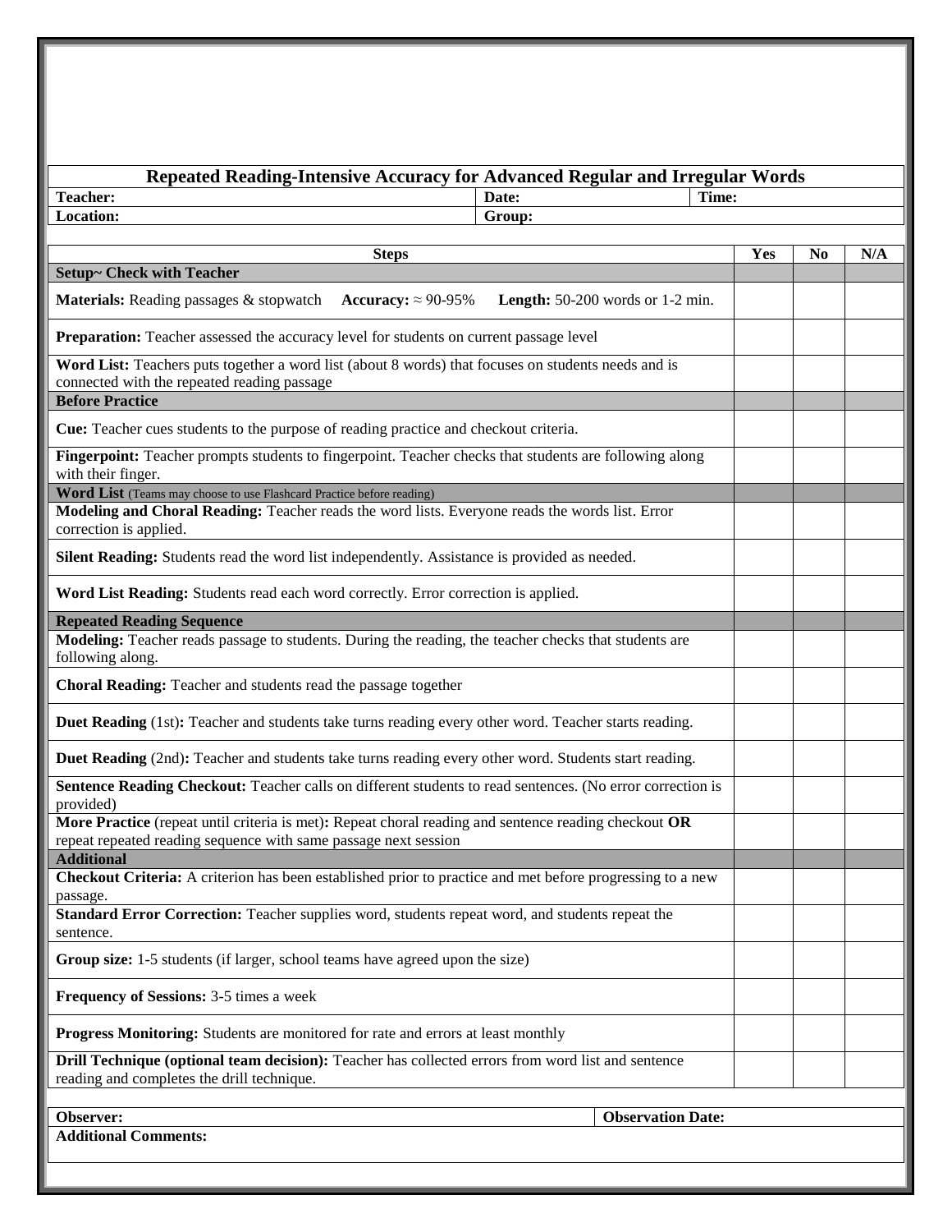## Repeated Reading-Intensive Accuracy for Advanced Regular and Irregular Words

| **Teacher:** | **Date:** | **Time:** |
|---|---|---|
| **Location:** | **Group:** | |

| Steps | Yes | No | N/A |
|---|---|---|---|
| **Setup~ Check with Teacher** | | | |
| **Materials:** Reading passages & stopwatch **Accuracy:** ≈ 90-95% **Length:** 50-200 words or 1-2 min. | | | |
| **Preparation:** Teacher assessed the accuracy level for students on current passage level | | | |
| **Word List:** Teachers puts together a word list (about 8 words) that focuses on students needs and is connected with the repeated reading passage | | | |
| **Before Practice** | | | |
| **Cue:** Teacher cues students to the purpose of reading practice and checkout criteria. | | | |
| **Fingerpoint:** Teacher prompts students to fingerpoint. Teacher checks that students are following along with their finger. | | | |
| **Word List** (Teams may choose to use Flashcard Practice before reading) | | | |
| **Modeling and Choral Reading:** Teacher reads the word lists. Everyone reads the words list. Error correction is applied. | | | |
| **Silent Reading:** Students read the word list independently. Assistance is provided as needed. | | | |
| **Word List Reading:** Students read each word correctly. Error correction is applied. | | | |
| **Repeated Reading Sequence** | | | |
| **Modeling:** Teacher reads passage to students. During the reading, the teacher checks that students are following along. | | | |
| **Choral Reading:** Teacher and students read the passage together | | | |
| **Duet Reading** (1st)**:** Teacher and students take turns reading every other word. Teacher starts reading. | | | |
| **Duet Reading** (2nd)**:** Teacher and students take turns reading every other word. Students start reading. | | | |
| **Sentence Reading Checkout:** Teacher calls on different students to read sentences. (No error correction is provided) | | | |
| **More Practice** (repeat until criteria is met)**:** Repeat choral reading and sentence reading checkout **OR** repeat repeated reading sequence with same passage next session | | | |
| **Additional** | | | |
| **Checkout Criteria:** A criterion has been established prior to practice and met before progressing to a new passage. | | | |
| **Standard Error Correction:** Teacher supplies word, students repeat word, and students repeat the sentence. | | | |
| **Group size:** 1-5 students (if larger, school teams have agreed upon the size) | | | |
| **Frequency of Sessions:** 3-5 times a week | | | |
| **Progress Monitoring:** Students are monitored for rate and errors at least monthly | | | |
| **Drill Technique (optional team decision):** Teacher has collected errors from word list and sentence reading and completes the drill technique. | | | |

| **Observer:** | **Observation Date:** |
|---|---|
| **Additional Comments:** | |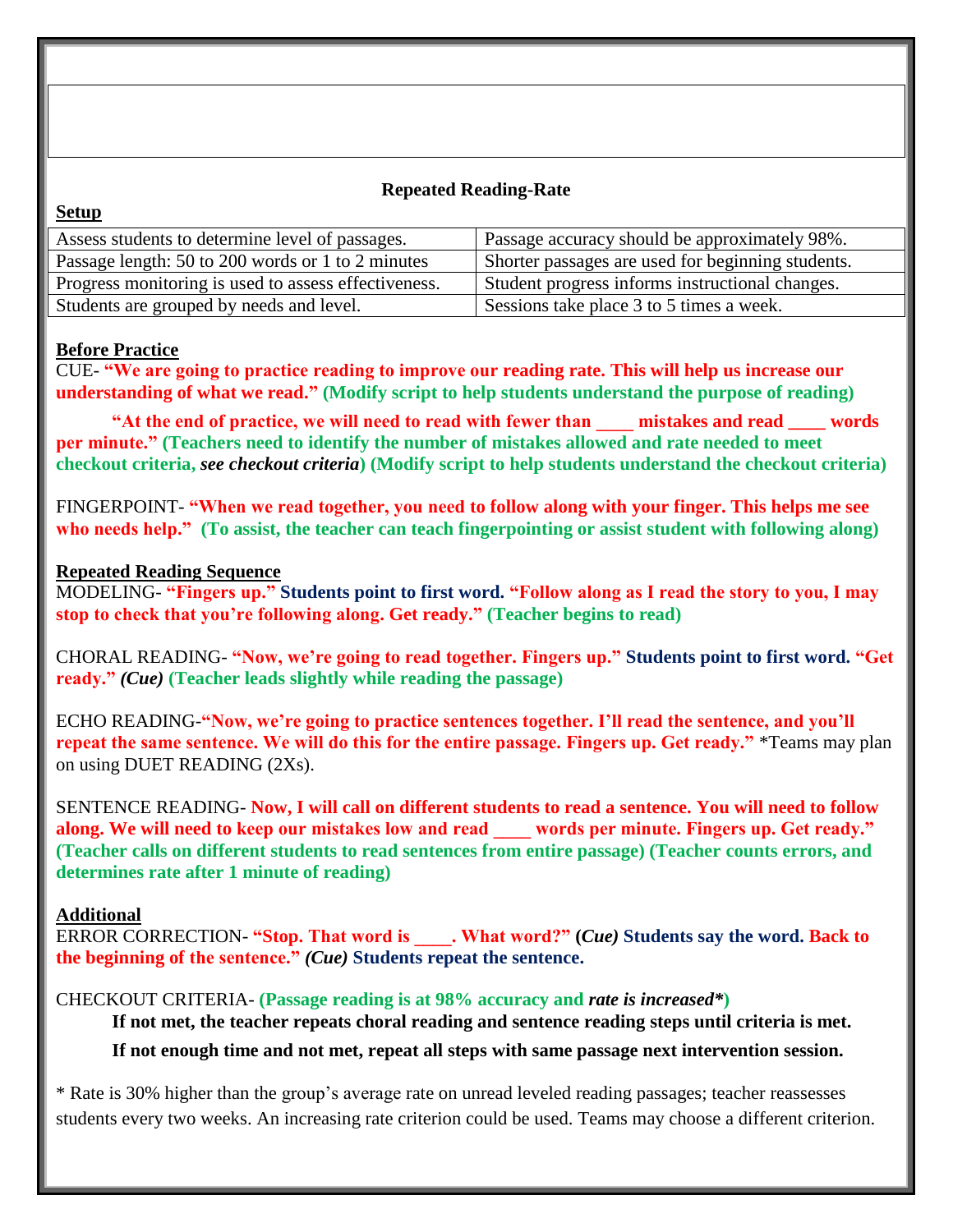## Repeated Reading-Rate

**Setup**

| Assess students to determine level of passages. | Passage accuracy should be approximately 98%. |
|---|---|
| Passage length: 50 to 200 words or 1 to 2 minutes | Shorter passages are used for beginning students. |
| Progress monitoring is used to assess effectiveness. | Student progress informs instructional changes. |
| Students are grouped by needs and level. | Sessions take place 3 to 5 times a week. |

**Before Practice**

CUE- **"We are going to practice reading to improve our reading rate. This will help us increase our understanding of what we read." (Modify script to help students understand the purpose of reading)**

**"At the end of practice, we will need to read with fewer than ____ mistakes and read ____ words per minute." (Teachers need to identify the number of mistakes allowed and rate needed to meet checkout criteria, *see checkout criteria*) (Modify script to help students understand the checkout criteria)**

FINGERPOINT- **"When we read together, you need to follow along with your finger. This helps me see who needs help." (To assist, the teacher can teach fingerpointing or assist student with following along)**

**Repeated Reading Sequence**

MODELING- **"Fingers up." Students point to first word. "Follow along as I read the story to you, I may stop to check that you're following along. Get ready." (Teacher begins to read)**

CHORAL READING- **"Now, we're going to read together. Fingers up." Students point to first word. "Get ready." *(Cue)* (Teacher leads slightly while reading the passage)**

ECHO READING-**"Now, we're going to practice sentences together. I'll read the sentence, and you'll repeat the same sentence. We will do this for the entire passage. Fingers up. Get ready."** *Teams may plan on using DUET READING (2Xs).

SENTENCE READING- **Now, I will call on different students to read a sentence. You will need to follow along. We will need to keep our mistakes low and read ____ words per minute. Fingers up. Get ready." (Teacher calls on different students to read sentences from entire passage) (Teacher counts errors, and determines rate after 1 minute of reading)**

**Additional**

ERROR CORRECTION- **"Stop. That word is ____. What word?" (*Cue*) Students say the word. Back to the beginning of the sentence." *(Cue)* Students repeat the sentence.**

CHECKOUT CRITERIA- **(Passage reading is at 98% accuracy and *rate is increased**)**

**If not met, the teacher repeats choral reading and sentence reading steps until criteria is met.**

**If not enough time and not met, repeat all steps with same passage next intervention session.**

* Rate is 30% higher than the group's average rate on unread leveled reading passages; teacher reassesses students every two weeks. An increasing rate criterion could be used. Teams may choose a different criterion.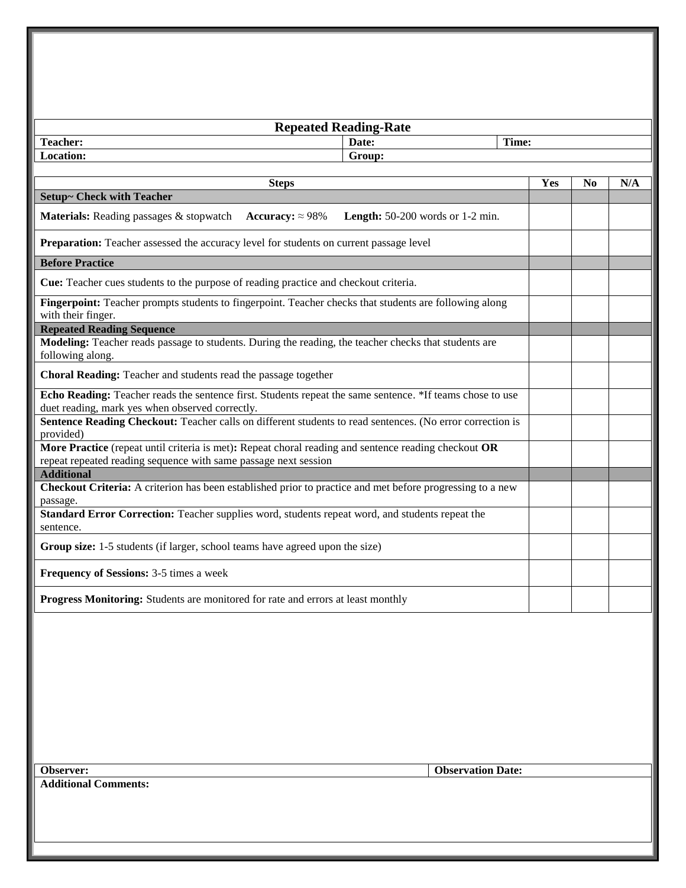## Repeated Reading-Rate

| **Teacher:** | **Date:** | **Time:** |
|---|---|---|
| **Location:** | **Group:** | |

| Steps | Yes | No | N/A |
|---|---|---|---|
| **Setup~ Check with Teacher** | | | |
| **Materials:** Reading passages & stopwatch **Accuracy:** ≈ 98% **Length:** 50-200 words or 1-2 min. | | | |
| **Preparation:** Teacher assessed the accuracy level for students on current passage level | | | |
| **Before Practice** | | | |
| **Cue:** Teacher cues students to the purpose of reading practice and checkout criteria. | | | |
| **Fingerpoint:** Teacher prompts students to fingerpoint. Teacher checks that students are following along with their finger. | | | |
| **Repeated Reading Sequence** | | | |
| **Modeling:** Teacher reads passage to students. During the reading, the teacher checks that students are following along. | | | |
| **Choral Reading:** Teacher and students read the passage together | | | |
| **Echo Reading:** Teacher reads the sentence first. Students repeat the same sentence. *If teams chose to use duet reading, mark yes when observed correctly. | | | |
| **Sentence Reading Checkout:** Teacher calls on different students to read sentences. (No error correction is provided) | | | |
| **More Practice** (repeat until criteria is met)**:** Repeat choral reading and sentence reading checkout **OR** repeat repeated reading sequence with same passage next session | | | |
| **Additional** | | | |
| **Checkout Criteria:** A criterion has been established prior to practice and met before progressing to a new passage. | | | |
| **Standard Error Correction:** Teacher supplies word, students repeat word, and students repeat the sentence. | | | |
| **Group size:** 1-5 students (if larger, school teams have agreed upon the size) | | | |
| **Frequency of Sessions:** 3-5 times a week | | | |
| **Progress Monitoring:** Students are monitored for rate and errors at least monthly | | | |

| **Observer:** | **Observation Date:** |
|---|---|
| **Additional Comments:** | |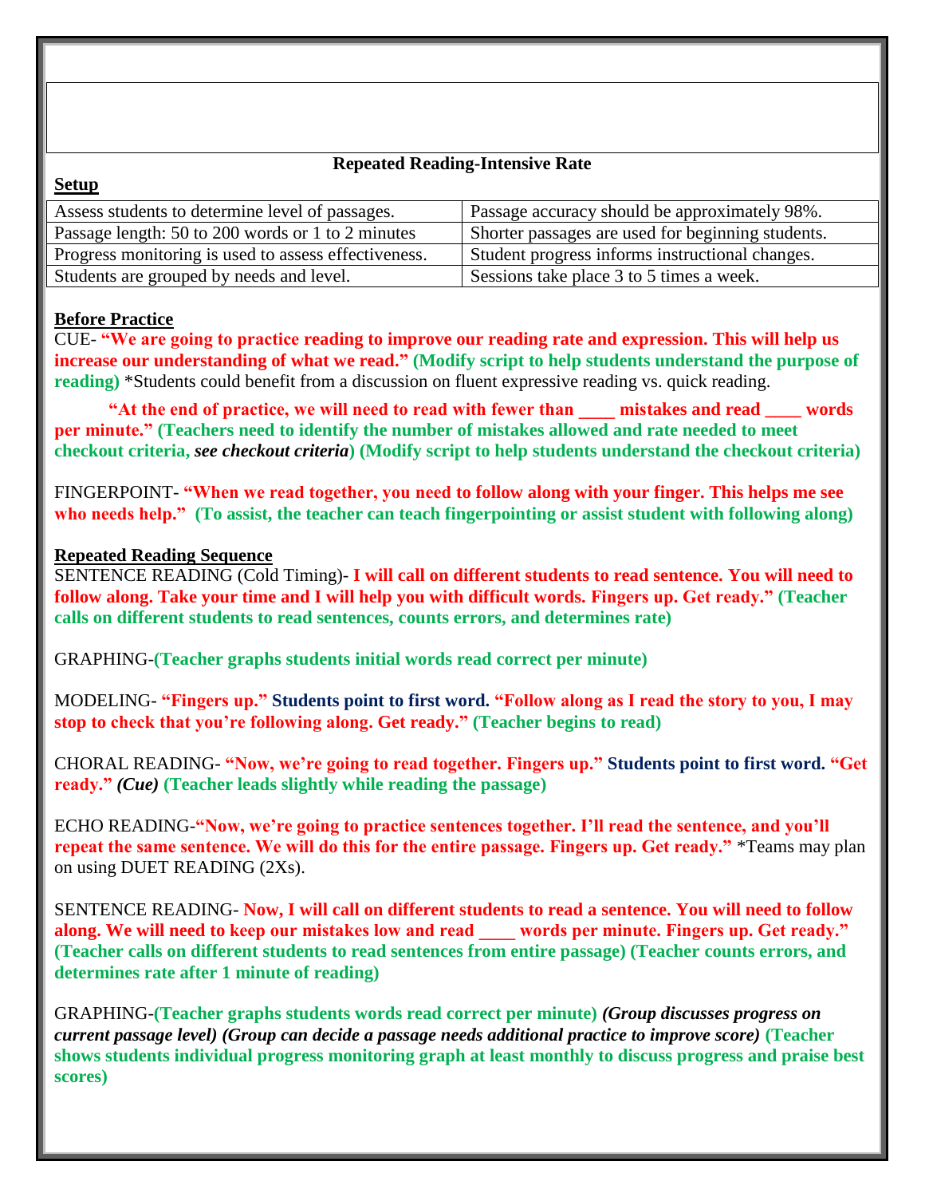**Repeated Reading-Intensive Rate**

**Setup**

| Assess students to determine level of passages. | Passage accuracy should be approximately 98%. |
|---|---|
| Passage length: 50 to 200 words or 1 to 2 minutes | Shorter passages are used for beginning students. |
| Progress monitoring is used to assess effectiveness. | Student progress informs instructional changes. |
| Students are grouped by needs and level. | Sessions take place 3 to 5 times a week. |

**Before Practice**

CUE- **"We are going to practice reading to improve our reading rate and expression. This will help us increase our understanding of what we read." (Modify script to help students understand the purpose of reading)** *Students could benefit from a discussion on fluent expressive reading vs. quick reading.

**"At the end of practice, we will need to read with fewer than ____ mistakes and read ____ words per minute." (Teachers need to identify the number of mistakes allowed and rate needed to meet checkout criteria, *see checkout criteria*) (Modify script to help students understand the checkout criteria)**

FINGERPOINT- **"When we read together, you need to follow along with your finger. This helps me see who needs help." (To assist, the teacher can teach fingerpointing or assist student with following along)**

**Repeated Reading Sequence**

SENTENCE READING (Cold Timing)- **I will call on different students to read sentence. You will need to follow along. Take your time and I will help you with difficult words. Fingers up. Get ready." (Teacher calls on different students to read sentences, counts errors, and determines rate)**

GRAPHING-**(Teacher graphs students initial words read correct per minute)**

MODELING- **"Fingers up." Students point to first word. "Follow along as I read the story to you, I may stop to check that you're following along. Get ready." (Teacher begins to read)**

CHORAL READING- **"Now, we're going to read together. Fingers up." Students point to first word. "Get ready." *(Cue)* (Teacher leads slightly while reading the passage)**

ECHO READING-**"Now, we're going to practice sentences together. I'll read the sentence, and you'll repeat the same sentence. We will do this for the entire passage. Fingers up. Get ready."** *Teams may plan on using DUET READING (2Xs).

SENTENCE READING- **Now, I will call on different students to read a sentence. You will need to follow along. We will need to keep our mistakes low and read ____ words per minute. Fingers up. Get ready." (Teacher calls on different students to read sentences from entire passage) (Teacher counts errors, and determines rate after 1 minute of reading)**

GRAPHING-**(Teacher graphs students words read correct per minute) *(Group discusses progress on current passage level) (Group can decide a passage needs additional practice to improve score)* (Teacher shows students individual progress monitoring graph at least monthly to discuss progress and praise best scores)**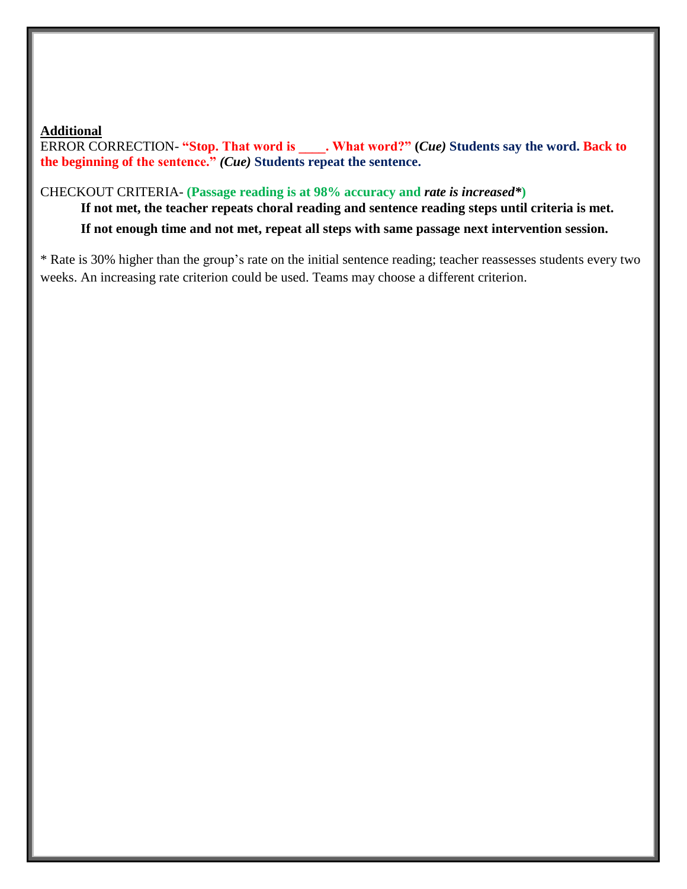**Additional**

ERROR CORRECTION- **"Stop. That word is ____. What word?" (*Cue)* Students say the word. Back to the beginning of the sentence." *(Cue)* Students repeat the sentence.**

CHECKOUT CRITERIA- **(Passage reading is at 98% accuracy and *rate is increased**)**

**If not met, the teacher repeats choral reading and sentence reading steps until criteria is met.**

**If not enough time and not met, repeat all steps with same passage next intervention session.**

* Rate is 30% higher than the group's rate on the initial sentence reading; teacher reassesses students every two weeks. An increasing rate criterion could be used. Teams may choose a different criterion.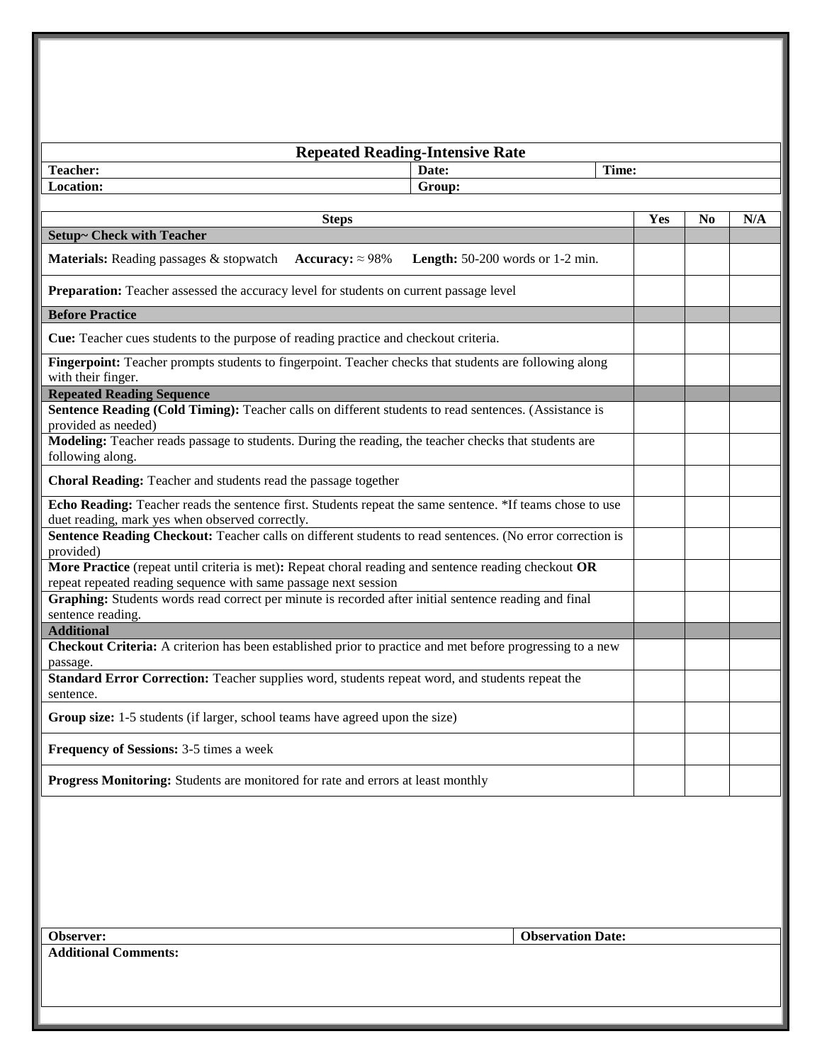| Repeated Reading-Intensive Rate | | |
|---|---|---|
| **Teacher:** | **Date:** | **Time:** |
| **Location:** | **Group:** | |

| Steps | Yes | No | N/A |
|---|---|---|---|
| **Setup~ Check with Teacher** | | | |
| **Materials:** Reading passages & stopwatch **Accuracy:** ≈ 98% **Length:** 50-200 words or 1-2 min. | | | |
| **Preparation:** Teacher assessed the accuracy level for students on current passage level | | | |
| **Before Practice** | | | |
| **Cue:** Teacher cues students to the purpose of reading practice and checkout criteria. | | | |
| **Fingerpoint:** Teacher prompts students to fingerpoint. Teacher checks that students are following along with their finger. | | | |
| **Repeated Reading Sequence** | | | |
| **Sentence Reading (Cold Timing):** Teacher calls on different students to read sentences. (Assistance is provided as needed) | | | |
| **Modeling:** Teacher reads passage to students. During the reading, the teacher checks that students are following along. | | | |
| **Choral Reading:** Teacher and students read the passage together | | | |
| **Echo Reading:** Teacher reads the sentence first. Students repeat the same sentence. *If teams chose to use duet reading, mark yes when observed correctly. | | | |
| **Sentence Reading Checkout:** Teacher calls on different students to read sentences. (No error correction is provided) | | | |
| **More Practice** (repeat until criteria is met)**:** Repeat choral reading and sentence reading checkout **OR** repeat repeated reading sequence with same passage next session | | | |
| **Graphing:** Students words read correct per minute is recorded after initial sentence reading and final sentence reading. | | | |
| **Additional** | | | |
| **Checkout Criteria:** A criterion has been established prior to practice and met before progressing to a new passage. | | | |
| **Standard Error Correction:** Teacher supplies word, students repeat word, and students repeat the sentence. | | | |
| **Group size:** 1-5 students (if larger, school teams have agreed upon the size) | | | |
| **Frequency of Sessions:** 3-5 times a week | | | |
| **Progress Monitoring:** Students are monitored for rate and errors at least monthly | | | |

| **Observer:** | **Observation Date:** |
|---|---|
| **Additional Comments:** | |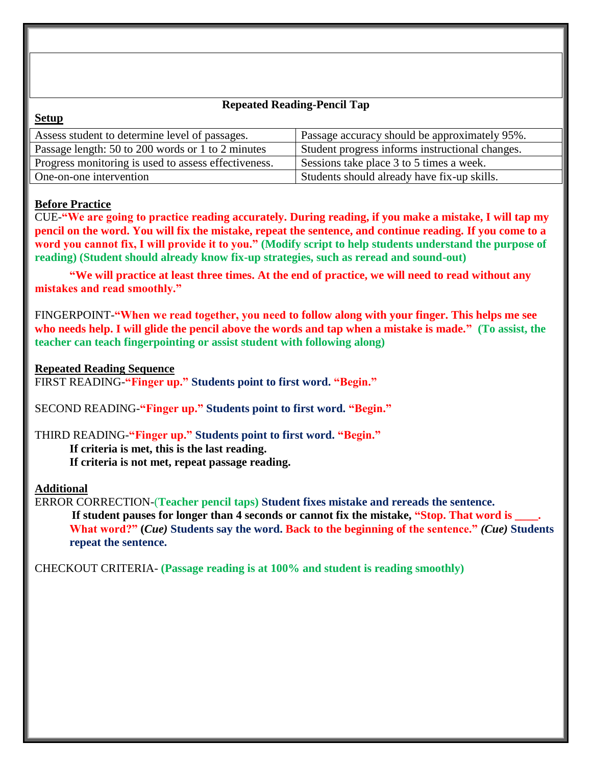## Repeated Reading-Pencil Tap

**Setup**

| Assess student to determine level of passages. | Passage accuracy should be approximately 95%. |
|---|---|
| Passage length: 50 to 200 words or 1 to 2 minutes | Student progress informs instructional changes. |
| Progress monitoring is used to assess effectiveness. | Sessions take place 3 to 5 times a week. |
| One-on-one intervention | Students should already have fix-up skills. |

**Before Practice**

CUE-**"We are going to practice reading accurately. During reading, if you make a mistake, I will tap my pencil on the word. You will fix the mistake, repeat the sentence, and continue reading. If you come to a word you cannot fix, I will provide it to you." (Modify script to help students understand the purpose of reading) (Student should already know fix-up strategies, such as reread and sound-out)**

**"We will practice at least three times. At the end of practice, we will need to read without any mistakes and read smoothly."**

FINGERPOINT-**"When we read together, you need to follow along with your finger. This helps me see who needs help. I will glide the pencil above the words and tap when a mistake is made." (To assist, the teacher can teach fingerpointing or assist student with following along)**

**Repeated Reading Sequence**

FIRST READING-**"Finger up." Students point to first word. "Begin."**

SECOND READING-**"Finger up." Students point to first word. "Begin."**

THIRD READING-**"Finger up." Students point to first word. "Begin."**

**If criteria is met, this is the last reading.**
**If criteria is not met, repeat passage reading.**

**Additional**

ERROR CORRECTION-**(Teacher pencil taps) Student fixes mistake and rereads the sentence.**

**If student pauses for longer than 4 seconds or cannot fix the mistake, "Stop. That word is ____. What word?" (*Cue*) Students say the word. Back to the beginning of the sentence." *(Cue)* Students repeat the sentence.**

CHECKOUT CRITERIA- **(Passage reading is at 100% and student is reading smoothly)**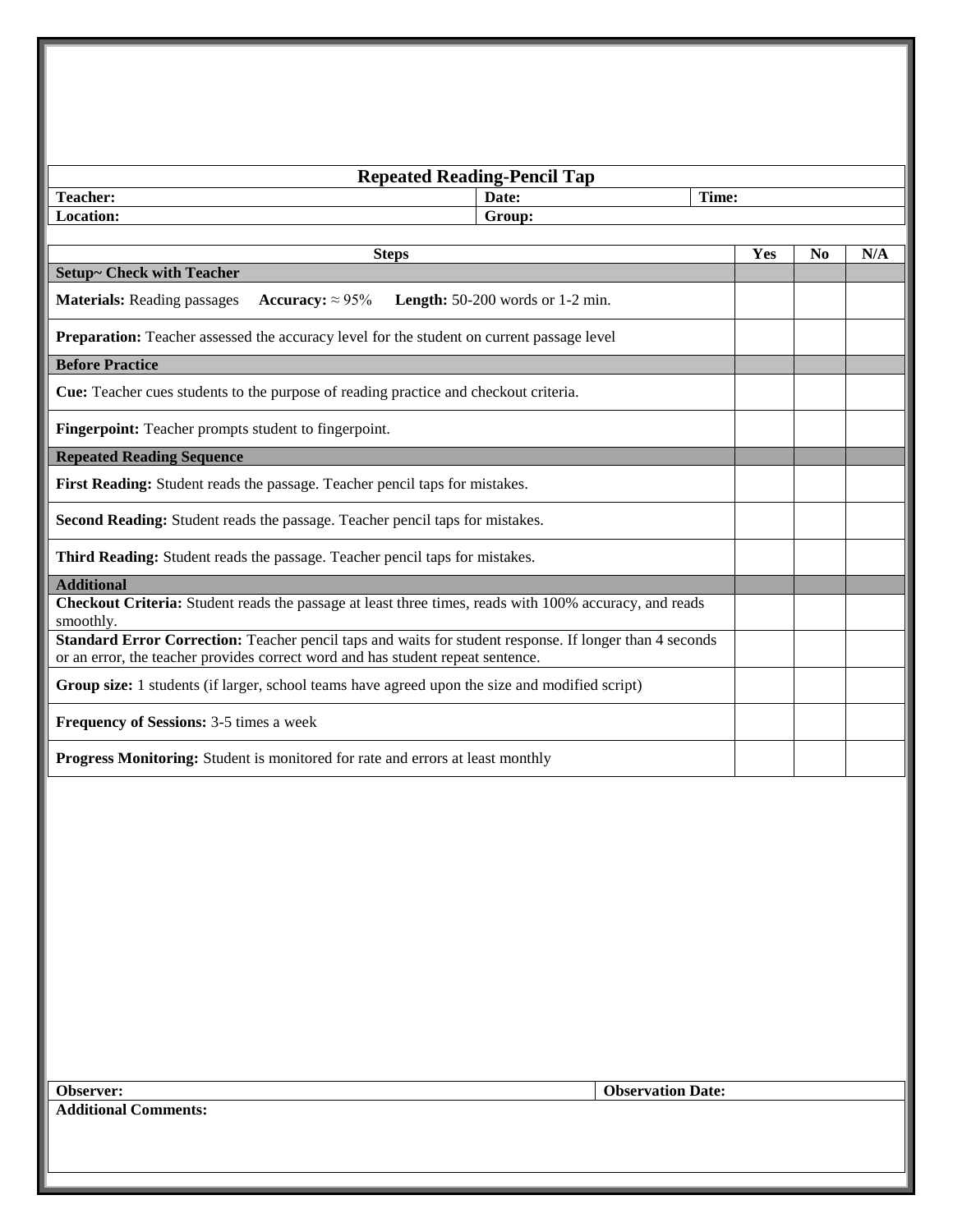## Repeated Reading-Pencil Tap

| **Teacher:** | **Date:** | **Time:** |
|---|---|---|
| **Location:** | **Group:** | |

| **Steps** | **Yes** | **No** | **N/A** |
|---|---|---|---|
| **Setup~ Check with Teacher** | | | |
| **Materials:** Reading passages **Accuracy:** ≈ 95% **Length:** 50-200 words or 1-2 min. | | | |
| **Preparation:** Teacher assessed the accuracy level for the student on current passage level | | | |
| **Before Practice** | | | |
| **Cue:** Teacher cues students to the purpose of reading practice and checkout criteria. | | | |
| **Fingerpoint:** Teacher prompts student to fingerpoint. | | | |
| **Repeated Reading Sequence** | | | |
| **First Reading:** Student reads the passage. Teacher pencil taps for mistakes. | | | |
| **Second Reading:** Student reads the passage. Teacher pencil taps for mistakes. | | | |
| **Third Reading:** Student reads the passage. Teacher pencil taps for mistakes. | | | |
| **Additional** | | | |
| **Checkout Criteria:** Student reads the passage at least three times, reads with 100% accuracy, and reads smoothly. | | | |
| **Standard Error Correction:** Teacher pencil taps and waits for student response. If longer than 4 seconds or an error, the teacher provides correct word and has student repeat sentence. | | | |
| **Group size:** 1 students (if larger, school teams have agreed upon the size and modified script) | | | |
| **Frequency of Sessions:** 3-5 times a week | | | |
| **Progress Monitoring:** Student is monitored for rate and errors at least monthly | | | |

| **Observer:** | **Observation Date:** |
|---|---|
| **Additional Comments:** | |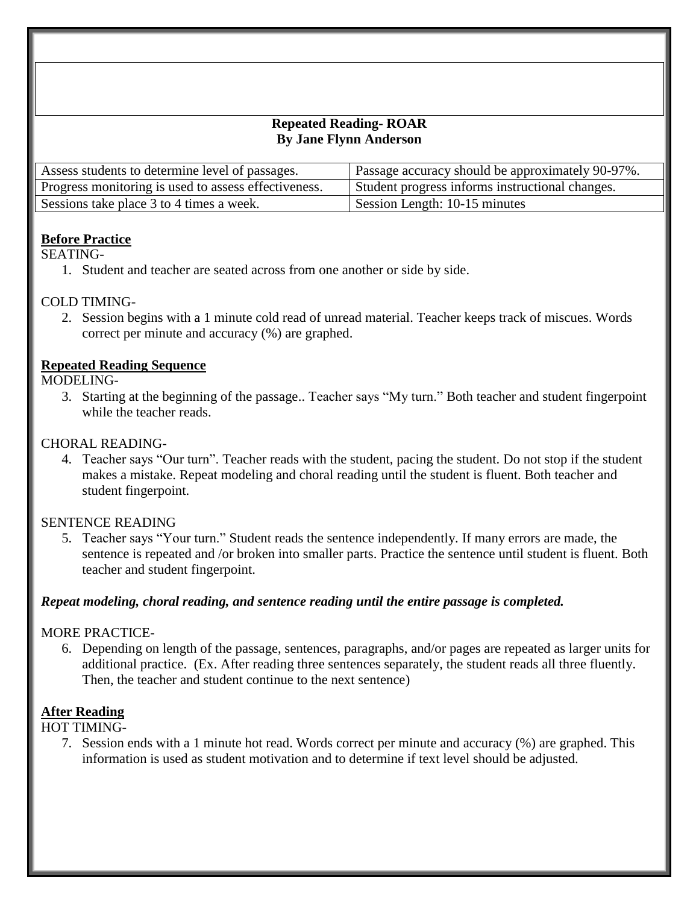**Repeated Reading- ROAR**
**By Jane Flynn Anderson**

| Assess students to determine level of passages. | Passage accuracy should be approximately 90-97%. |
|---|---|
| Progress monitoring is used to assess effectiveness. | Student progress informs instructional changes. |
| Sessions take place 3 to 4 times a week. | Session Length: 10-15 minutes |

**Before Practice**

SEATING-

1. Student and teacher are seated across from one another or side by side.

COLD TIMING-

2. Session begins with a 1 minute cold read of unread material. Teacher keeps track of miscues. Words correct per minute and accuracy (%) are graphed.

**Repeated Reading Sequence**

MODELING-

3. Starting at the beginning of the passage.. Teacher says "My turn." Both teacher and student fingerpoint while the teacher reads.

CHORAL READING-

4. Teacher says "Our turn". Teacher reads with the student, pacing the student. Do not stop if the student makes a mistake. Repeat modeling and choral reading until the student is fluent. Both teacher and student fingerpoint.

SENTENCE READING

5. Teacher says "Your turn." Student reads the sentence independently. If many errors are made, the sentence is repeated and /or broken into smaller parts. Practice the sentence until student is fluent. Both teacher and student fingerpoint.

***Repeat modeling, choral reading, and sentence reading until the entire passage is completed.***

MORE PRACTICE-

6. Depending on length of the passage, sentences, paragraphs, and/or pages are repeated as larger units for additional practice. (Ex. After reading three sentences separately, the student reads all three fluently. Then, the teacher and student continue to the next sentence)

**After Reading**

HOT TIMING-

7. Session ends with a 1 minute hot read. Words correct per minute and accuracy (%) are graphed. This information is used as student motivation and to determine if text level should be adjusted.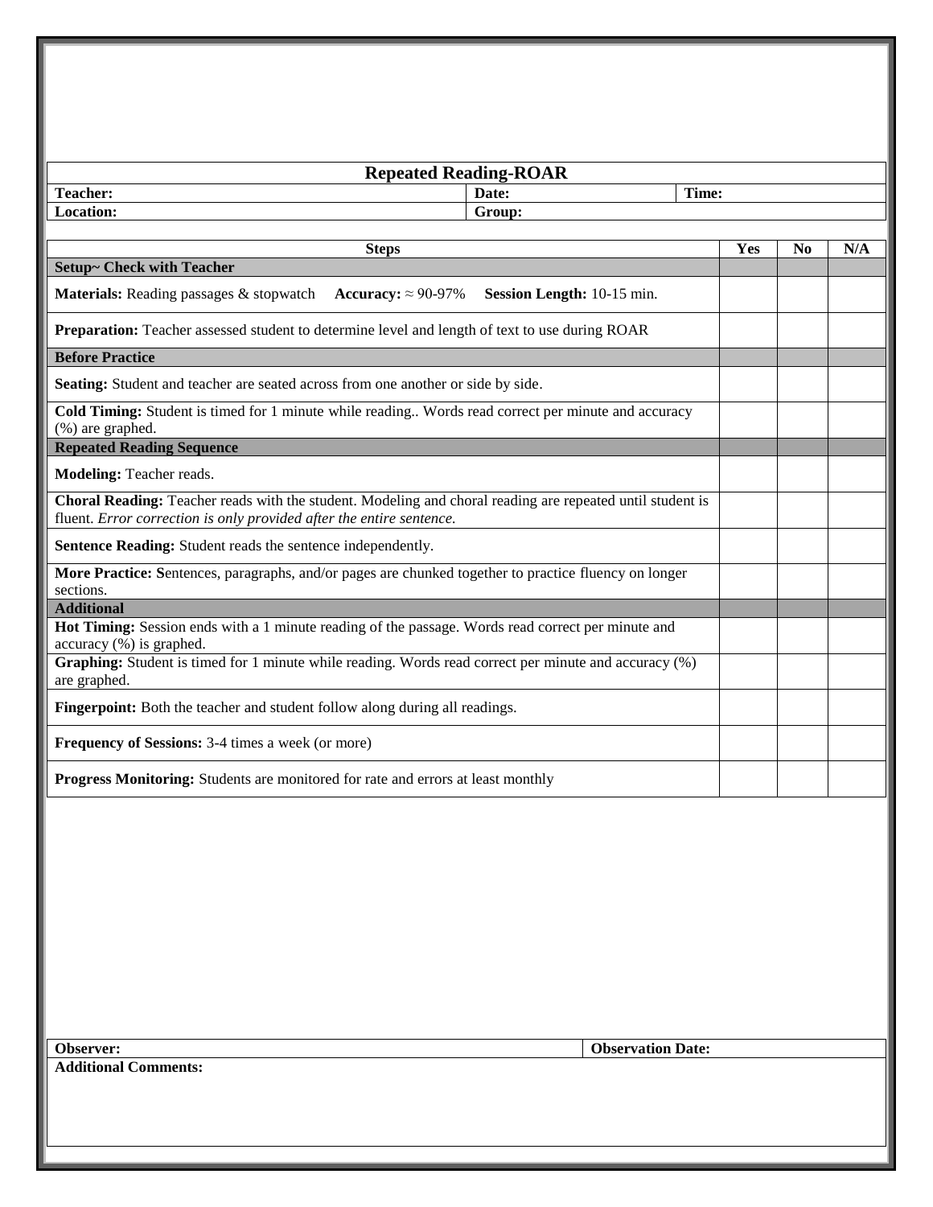## Repeated Reading-ROAR

| **Teacher:** | **Date:** | **Time:** |
|---|---|---|
| **Location:** | **Group:** | |

| Steps | Yes | No | N/A |
|---|---|---|---|
| **Setup~ Check with Teacher** | | | |
| **Materials:** Reading passages & stopwatch **Accuracy:** ≈ 90-97% **Session Length:** 10-15 min. | | | |
| **Preparation:** Teacher assessed student to determine level and length of text to use during ROAR | | | |
| **Before Practice** | | | |
| **Seating:** Student and teacher are seated across from one another or side by side. | | | |
| **Cold Timing:** Student is timed for 1 minute while reading.. Words read correct per minute and accuracy (%) are graphed. | | | |
| **Repeated Reading Sequence** | | | |
| **Modeling:** Teacher reads. | | | |
| **Choral Reading:** Teacher reads with the student. Modeling and choral reading are repeated until student is fluent. *Error correction is only provided after the entire sentence.* | | | |
| **Sentence Reading:** Student reads the sentence independently. | | | |
| **More Practice: S**entences, paragraphs, and/or pages are chunked together to practice fluency on longer sections. | | | |
| **Additional** | | | |
| **Hot Timing:** Session ends with a 1 minute reading of the passage. Words read correct per minute and accuracy (%) is graphed. | | | |
| **Graphing:** Student is timed for 1 minute while reading. Words read correct per minute and accuracy (%) are graphed. | | | |
| **Fingerpoint:** Both the teacher and student follow along during all readings. | | | |
| **Frequency of Sessions:** 3-4 times a week (or more) | | | |
| **Progress Monitoring:** Students are monitored for rate and errors at least monthly | | | |

| **Observer:** | **Observation Date:** |
|---|---|
| **Additional Comments:** | |